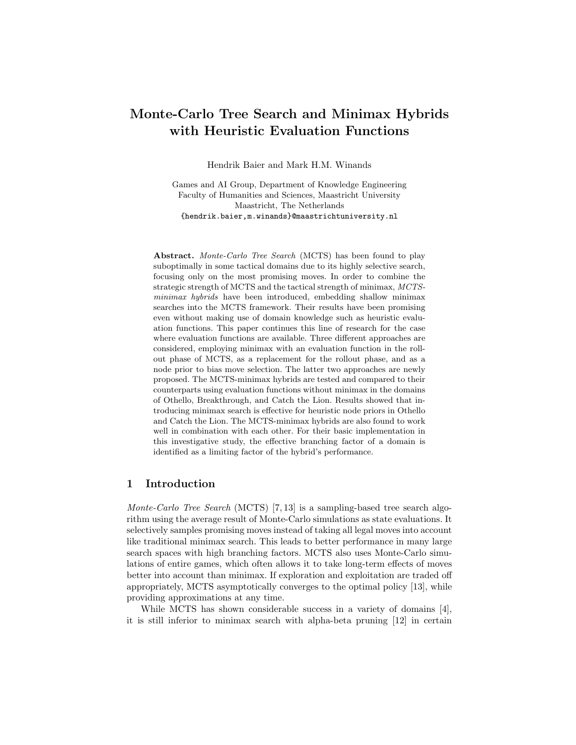# Monte-Carlo Tree Search and Minimax Hybrids with Heuristic Evaluation Functions

Hendrik Baier and Mark H.M. Winands

Games and AI Group, Department of Knowledge Engineering
Faculty of Humanities and Sciences, Maastricht University
Maastricht, The Netherlands
{hendrik.baier,m.winands}@maastrichtuniversity.nl

**Abstract.** *Monte-Carlo Tree Search* (MCTS) has been found to play suboptimally in some tactical domains due to its highly selective search, focusing only on the most promising moves. In order to combine the strategic strength of MCTS and the tactical strength of minimax, *MCTS-minimax hybrids* have been introduced, embedding shallow minimax searches into the MCTS framework. Their results have been promising even without making use of domain knowledge such as heuristic evaluation functions. This paper continues this line of research for the case where evaluation functions are available. Three different approaches are considered, employing minimax with an evaluation function in the rollout phase of MCTS, as a replacement for the rollout phase, and as a node prior to bias move selection. The latter two approaches are newly proposed. The MCTS-minimax hybrids are tested and compared to their counterparts using evaluation functions without minimax in the domains of Othello, Breakthrough, and Catch the Lion. Results showed that introducing minimax search is effective for heuristic node priors in Othello and Catch the Lion. The MCTS-minimax hybrids are also found to work well in combination with each other. For their basic implementation in this investigative study, the effective branching factor of a domain is identified as a limiting factor of the hybrid's performance.

## 1 Introduction

*Monte-Carlo Tree Search* (MCTS) [7, 13] is a sampling-based tree search algorithm using the average result of Monte-Carlo simulations as state evaluations. It selectively samples promising moves instead of taking all legal moves into account like traditional minimax search. This leads to better performance in many large search spaces with high branching factors. MCTS also uses Monte-Carlo simulations of entire games, which often allows it to take long-term effects of moves better into account than minimax. If exploration and exploitation are traded off appropriately, MCTS asymptotically converges to the optimal policy [13], while providing approximations at any time.

While MCTS has shown considerable success in a variety of domains [4], it is still inferior to minimax search with alpha-beta pruning [12] in certain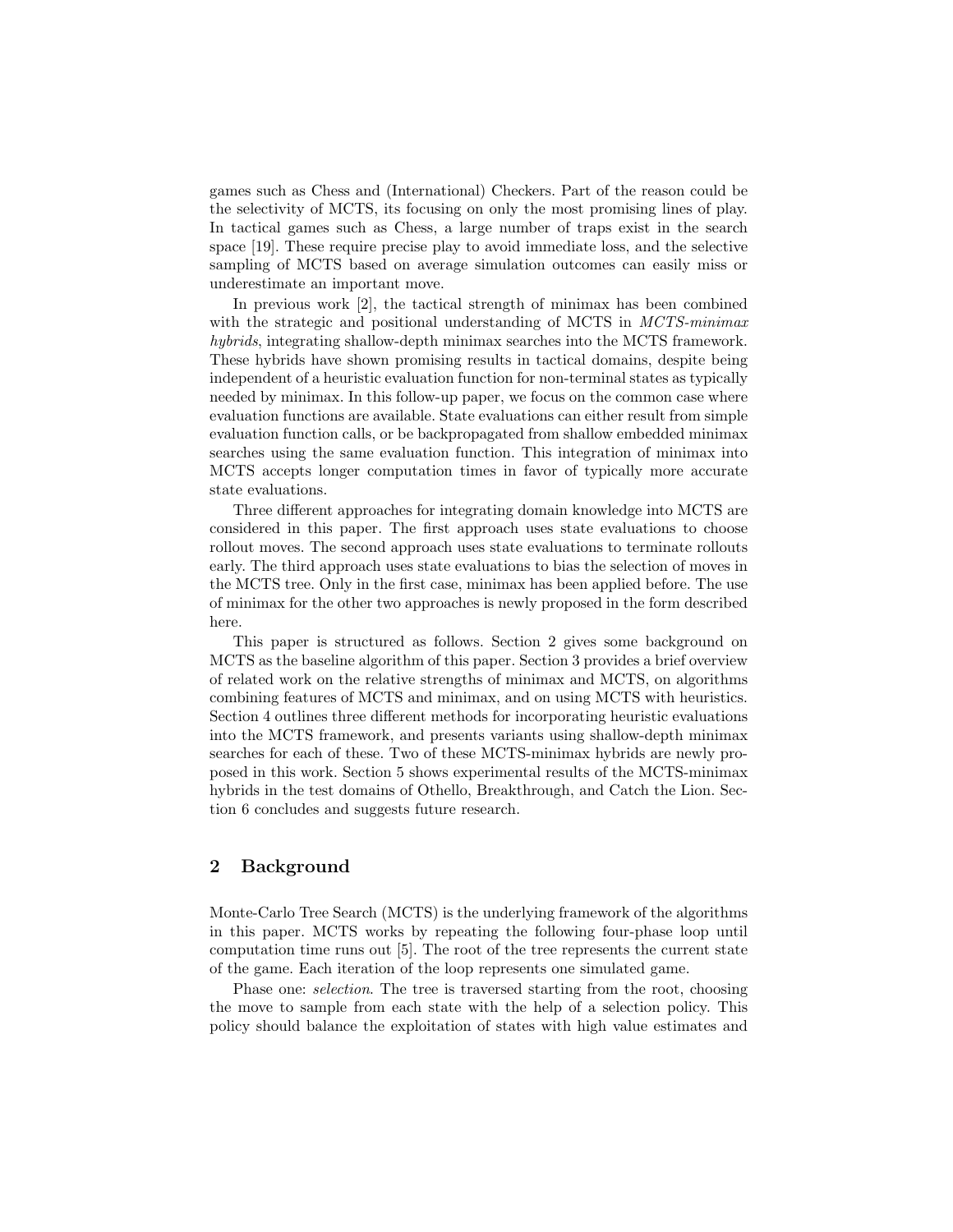games such as Chess and (International) Checkers. Part of the reason could be the selectivity of MCTS, its focusing on only the most promising lines of play. In tactical games such as Chess, a large number of traps exist in the search space [19]. These require precise play to avoid immediate loss, and the selective sampling of MCTS based on average simulation outcomes can easily miss or underestimate an important move.

In previous work [2], the tactical strength of minimax has been combined with the strategic and positional understanding of MCTS in *MCTS-minimax hybrids*, integrating shallow-depth minimax searches into the MCTS framework. These hybrids have shown promising results in tactical domains, despite being independent of a heuristic evaluation function for non-terminal states as typically needed by minimax. In this follow-up paper, we focus on the common case where evaluation functions are available. State evaluations can either result from simple evaluation function calls, or be backpropagated from shallow embedded minimax searches using the same evaluation function. This integration of minimax into MCTS accepts longer computation times in favor of typically more accurate state evaluations.

Three different approaches for integrating domain knowledge into MCTS are considered in this paper. The first approach uses state evaluations to choose rollout moves. The second approach uses state evaluations to terminate rollouts early. The third approach uses state evaluations to bias the selection of moves in the MCTS tree. Only in the first case, minimax has been applied before. The use of minimax for the other two approaches is newly proposed in the form described here.

This paper is structured as follows. Section 2 gives some background on MCTS as the baseline algorithm of this paper. Section 3 provides a brief overview of related work on the relative strengths of minimax and MCTS, on algorithms combining features of MCTS and minimax, and on using MCTS with heuristics. Section 4 outlines three different methods for incorporating heuristic evaluations into the MCTS framework, and presents variants using shallow-depth minimax searches for each of these. Two of these MCTS-minimax hybrids are newly proposed in this work. Section 5 shows experimental results of the MCTS-minimax hybrids in the test domains of Othello, Breakthrough, and Catch the Lion. Section 6 concludes and suggests future research.

## 2 Background

Monte-Carlo Tree Search (MCTS) is the underlying framework of the algorithms in this paper. MCTS works by repeating the following four-phase loop until computation time runs out [5]. The root of the tree represents the current state of the game. Each iteration of the loop represents one simulated game.

Phase one: *selection*. The tree is traversed starting from the root, choosing the move to sample from each state with the help of a selection policy. This policy should balance the exploitation of states with high value estimates and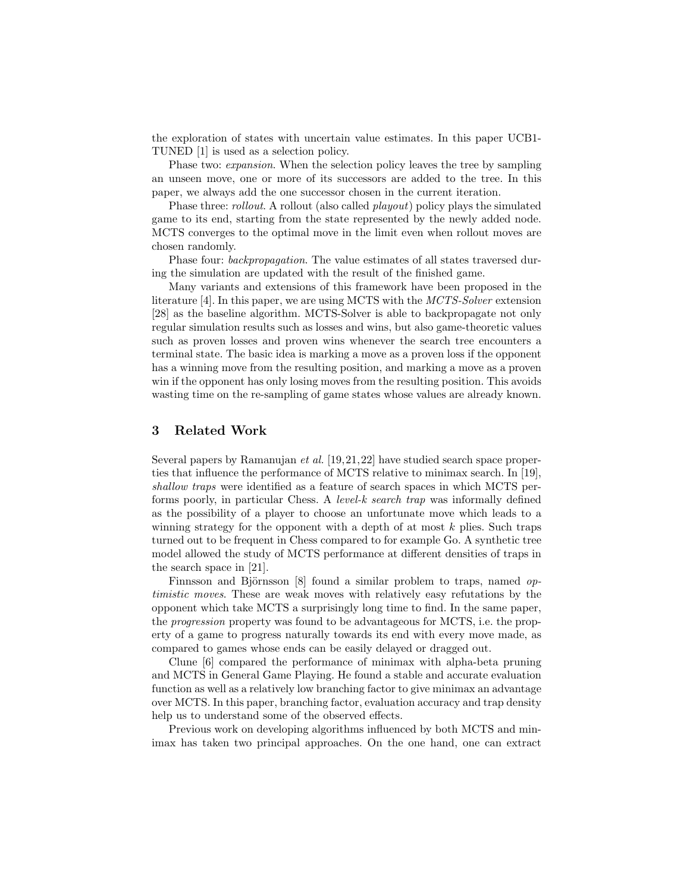the exploration of states with uncertain value estimates. In this paper UCB1-TUNED [1] is used as a selection policy.

Phase two: *expansion*. When the selection policy leaves the tree by sampling an unseen move, one or more of its successors are added to the tree. In this paper, we always add the one successor chosen in the current iteration.

Phase three: *rollout*. A rollout (also called *playout*) policy plays the simulated game to its end, starting from the state represented by the newly added node. MCTS converges to the optimal move in the limit even when rollout moves are chosen randomly.

Phase four: *backpropagation*. The value estimates of all states traversed during the simulation are updated with the result of the finished game.

Many variants and extensions of this framework have been proposed in the literature [4]. In this paper, we are using MCTS with the *MCTS-Solver* extension [28] as the baseline algorithm. MCTS-Solver is able to backpropagate not only regular simulation results such as losses and wins, but also game-theoretic values such as proven losses and proven wins whenever the search tree encounters a terminal state. The basic idea is marking a move as a proven loss if the opponent has a winning move from the resulting position, and marking a move as a proven win if the opponent has only losing moves from the resulting position. This avoids wasting time on the re-sampling of game states whose values are already known.

## 3 Related Work

Several papers by Ramanujan *et al.* [19,21,22] have studied search space properties that influence the performance of MCTS relative to minimax search. In [19], *shallow traps* were identified as a feature of search spaces in which MCTS performs poorly, in particular Chess. A *level-k search trap* was informally defined as the possibility of a player to choose an unfortunate move which leads to a winning strategy for the opponent with a depth of at most $k$ plies. Such traps turned out to be frequent in Chess compared to for example Go. A synthetic tree model allowed the study of MCTS performance at different densities of traps in the search space in [21].

Finnsson and Björnsson [8] found a similar problem to traps, named *optimistic moves*. These are weak moves with relatively easy refutations by the opponent which take MCTS a surprisingly long time to find. In the same paper, the *progression* property was found to be advantageous for MCTS, i.e. the property of a game to progress naturally towards its end with every move made, as compared to games whose ends can be easily delayed or dragged out.

Clune [6] compared the performance of minimax with alpha-beta pruning and MCTS in General Game Playing. He found a stable and accurate evaluation function as well as a relatively low branching factor to give minimax an advantage over MCTS. In this paper, branching factor, evaluation accuracy and trap density help us to understand some of the observed effects.

Previous work on developing algorithms influenced by both MCTS and minimax has taken two principal approaches. On the one hand, one can extract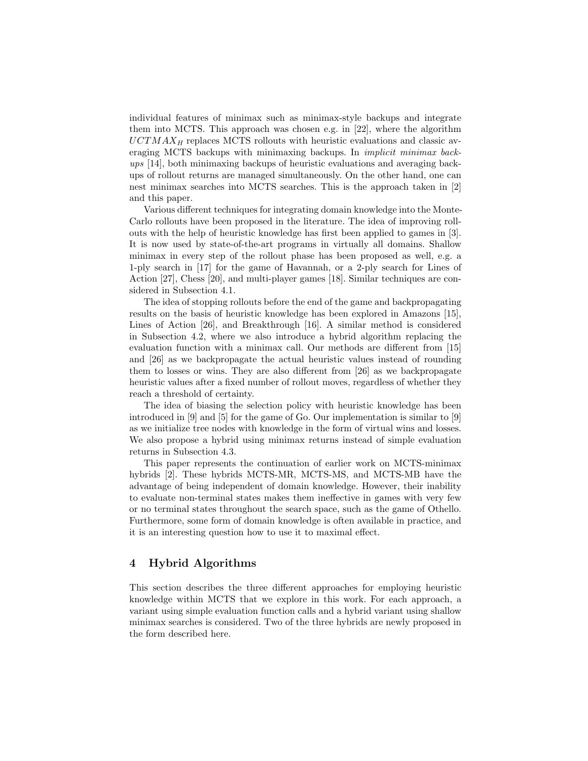individual features of minimax such as minimax-style backups and integrate them into MCTS. This approach was chosen e.g. in [22], where the algorithm $UCTMAX_H$ replaces MCTS rollouts with heuristic evaluations and classic averaging MCTS backups with minimaxing backups. In *implicit minimax backups* [14], both minimaxing backups of heuristic evaluations and averaging backups of rollout returns are managed simultaneously. On the other hand, one can nest minimax searches into MCTS searches. This is the approach taken in [2] and this paper.

Various different techniques for integrating domain knowledge into the Monte-Carlo rollouts have been proposed in the literature. The idea of improving rollouts with the help of heuristic knowledge has first been applied to games in [3]. It is now used by state-of-the-art programs in virtually all domains. Shallow minimax in every step of the rollout phase has been proposed as well, e.g. a 1-ply search in [17] for the game of Havannah, or a 2-ply search for Lines of Action [27], Chess [20], and multi-player games [18]. Similar techniques are considered in Subsection 4.1.

The idea of stopping rollouts before the end of the game and backpropagating results on the basis of heuristic knowledge has been explored in Amazons [15], Lines of Action [26], and Breakthrough [16]. A similar method is considered in Subsection 4.2, where we also introduce a hybrid algorithm replacing the evaluation function with a minimax call. Our methods are different from [15] and [26] as we backpropagate the actual heuristic values instead of rounding them to losses or wins. They are also different from [26] as we backpropagate heuristic values after a fixed number of rollout moves, regardless of whether they reach a threshold of certainty.

The idea of biasing the selection policy with heuristic knowledge has been introduced in [9] and [5] for the game of Go. Our implementation is similar to [9] as we initialize tree nodes with knowledge in the form of virtual wins and losses. We also propose a hybrid using minimax returns instead of simple evaluation returns in Subsection 4.3.

This paper represents the continuation of earlier work on MCTS-minimax hybrids [2]. These hybrids MCTS-MR, MCTS-MS, and MCTS-MB have the advantage of being independent of domain knowledge. However, their inability to evaluate non-terminal states makes them ineffective in games with very few or no terminal states throughout the search space, such as the game of Othello. Furthermore, some form of domain knowledge is often available in practice, and it is an interesting question how to use it to maximal effect.

## 4 Hybrid Algorithms

This section describes the three different approaches for employing heuristic knowledge within MCTS that we explore in this work. For each approach, a variant using simple evaluation function calls and a hybrid variant using shallow minimax searches is considered. Two of the three hybrids are newly proposed in the form described here.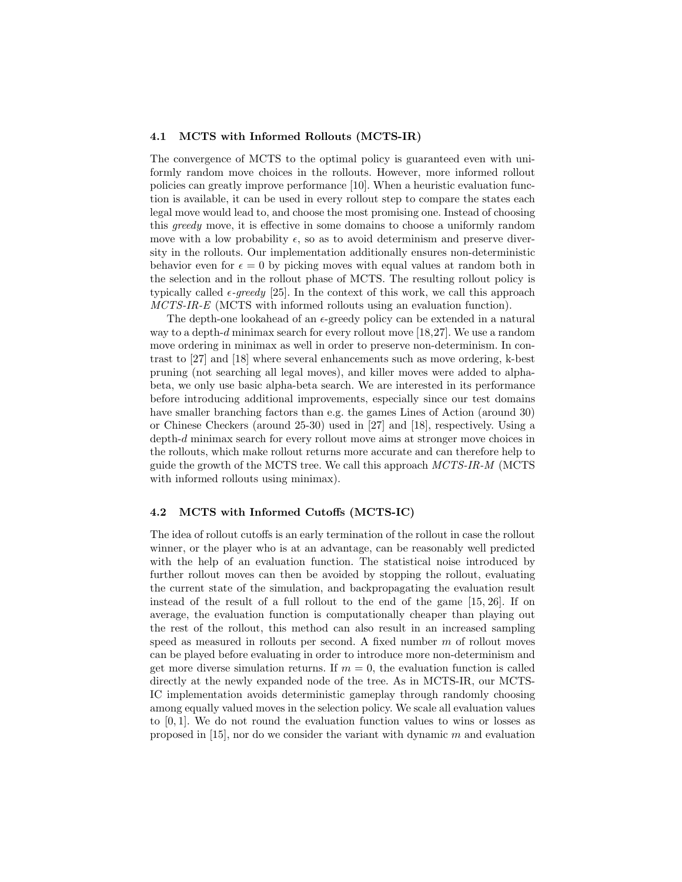### 4.1 MCTS with Informed Rollouts (MCTS-IR)

The convergence of MCTS to the optimal policy is guaranteed even with uniformly random move choices in the rollouts. However, more informed rollout policies can greatly improve performance [10]. When a heuristic evaluation function is available, it can be used in every rollout step to compare the states each legal move would lead to, and choose the most promising one. Instead of choosing this *greedy* move, it is effective in some domains to choose a uniformly random move with a low probability $\epsilon$, so as to avoid determinism and preserve diversity in the rollouts. Our implementation additionally ensures non-deterministic behavior even for $\epsilon = 0$ by picking moves with equal values at random both in the selection and in the rollout phase of MCTS. The resulting rollout policy is typically called $\epsilon$-*greedy* [25]. In the context of this work, we call this approach *MCTS-IR-E* (MCTS with informed rollouts using an evaluation function).

The depth-one lookahead of an $\epsilon$-greedy policy can be extended in a natural way to a depth-$d$ minimax search for every rollout move [18,27]. We use a random move ordering in minimax as well in order to preserve non-determinism. In contrast to [27] and [18] where several enhancements such as move ordering, k-best pruning (not searching all legal moves), and killer moves were added to alpha-beta, we only use basic alpha-beta search. We are interested in its performance before introducing additional improvements, especially since our test domains have smaller branching factors than e.g. the games Lines of Action (around 30) or Chinese Checkers (around 25-30) used in [27] and [18], respectively. Using a depth-$d$ minimax search for every rollout move aims at stronger move choices in the rollouts, which make rollout returns more accurate and can therefore help to guide the growth of the MCTS tree. We call this approach *MCTS-IR-M* (MCTS with informed rollouts using minimax).

### 4.2 MCTS with Informed Cutoffs (MCTS-IC)

The idea of rollout cutoffs is an early termination of the rollout in case the rollout winner, or the player who is at an advantage, can be reasonably well predicted with the help of an evaluation function. The statistical noise introduced by further rollout moves can then be avoided by stopping the rollout, evaluating the current state of the simulation, and backpropagating the evaluation result instead of the result of a full rollout to the end of the game [15, 26]. If on average, the evaluation function is computationally cheaper than playing out the rest of the rollout, this method can also result in an increased sampling speed as measured in rollouts per second. A fixed number $m$ of rollout moves can be played before evaluating in order to introduce more non-determinism and get more diverse simulation returns. If $m = 0$, the evaluation function is called directly at the newly expanded node of the tree. As in MCTS-IR, our MCTS-IC implementation avoids deterministic gameplay through randomly choosing among equally valued moves in the selection policy. We scale all evaluation values to $[0, 1]$. We do not round the evaluation function values to wins or losses as proposed in [15], nor do we consider the variant with dynamic $m$ and evaluation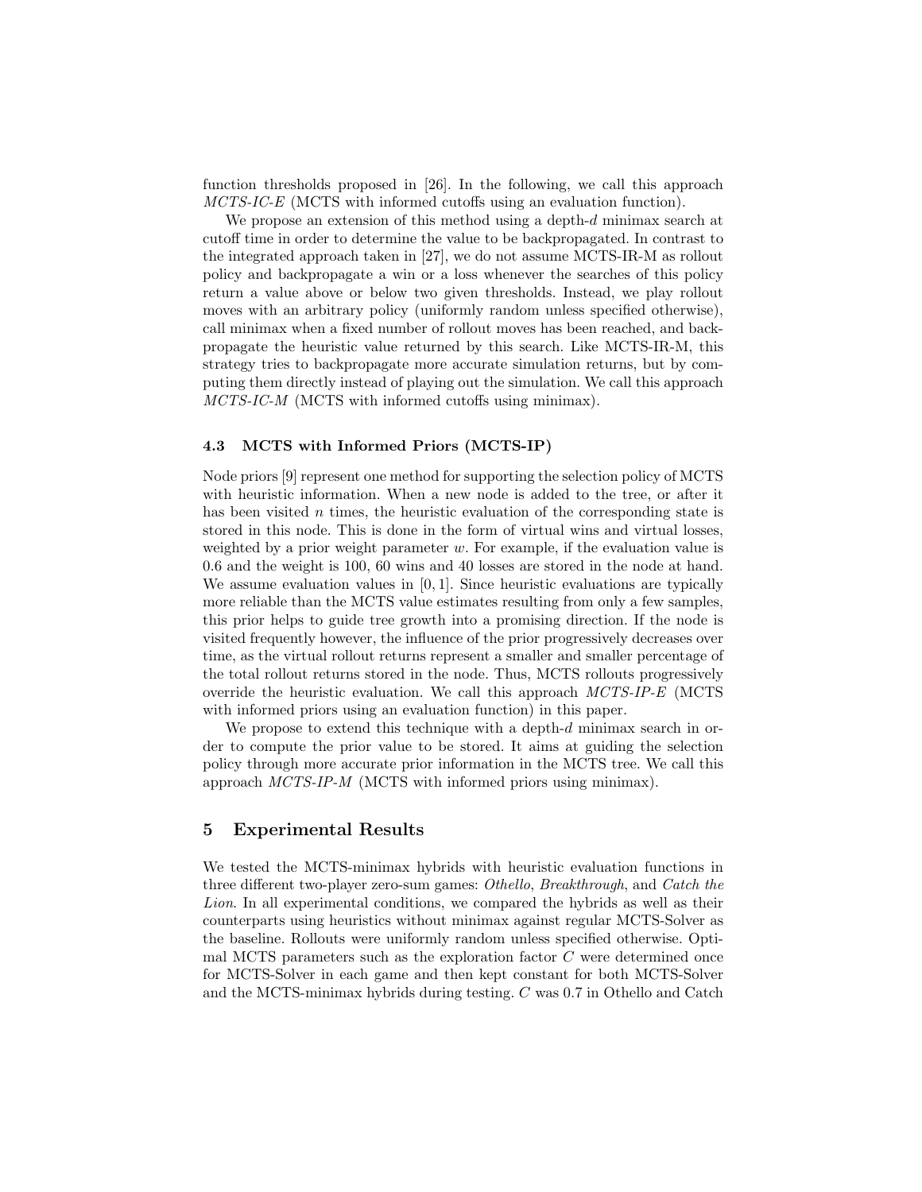function thresholds proposed in [26]. In the following, we call this approach *MCTS-IC-E* (MCTS with informed cutoffs using an evaluation function).

We propose an extension of this method using a depth-$d$ minimax search at cutoff time in order to determine the value to be backpropagated. In contrast to the integrated approach taken in [27], we do not assume MCTS-IR-M as rollout policy and backpropagate a win or a loss whenever the searches of this policy return a value above or below two given thresholds. Instead, we play rollout moves with an arbitrary policy (uniformly random unless specified otherwise), call minimax when a fixed number of rollout moves has been reached, and backpropagate the heuristic value returned by this search. Like MCTS-IR-M, this strategy tries to backpropagate more accurate simulation returns, but by computing them directly instead of playing out the simulation. We call this approach *MCTS-IC-M* (MCTS with informed cutoffs using minimax).

### 4.3 MCTS with Informed Priors (MCTS-IP)

Node priors [9] represent one method for supporting the selection policy of MCTS with heuristic information. When a new node is added to the tree, or after it has been visited $n$ times, the heuristic evaluation of the corresponding state is stored in this node. This is done in the form of virtual wins and virtual losses, weighted by a prior weight parameter $w$. For example, if the evaluation value is 0.6 and the weight is 100, 60 wins and 40 losses are stored in the node at hand. We assume evaluation values in $[0, 1]$. Since heuristic evaluations are typically more reliable than the MCTS value estimates resulting from only a few samples, this prior helps to guide tree growth into a promising direction. If the node is visited frequently however, the influence of the prior progressively decreases over time, as the virtual rollout returns represent a smaller and smaller percentage of the total rollout returns stored in the node. Thus, MCTS rollouts progressively override the heuristic evaluation. We call this approach *MCTS-IP-E* (MCTS with informed priors using an evaluation function) in this paper.

We propose to extend this technique with a depth-$d$ minimax search in order to compute the prior value to be stored. It aims at guiding the selection policy through more accurate prior information in the MCTS tree. We call this approach *MCTS-IP-M* (MCTS with informed priors using minimax).

## 5 Experimental Results

We tested the MCTS-minimax hybrids with heuristic evaluation functions in three different two-player zero-sum games: *Othello*, *Breakthrough*, and *Catch the Lion*. In all experimental conditions, we compared the hybrids as well as their counterparts using heuristics without minimax against regular MCTS-Solver as the baseline. Rollouts were uniformly random unless specified otherwise. Optimal MCTS parameters such as the exploration factor $C$ were determined once for MCTS-Solver in each game and then kept constant for both MCTS-Solver and the MCTS-minimax hybrids during testing. $C$ was 0.7 in Othello and Catch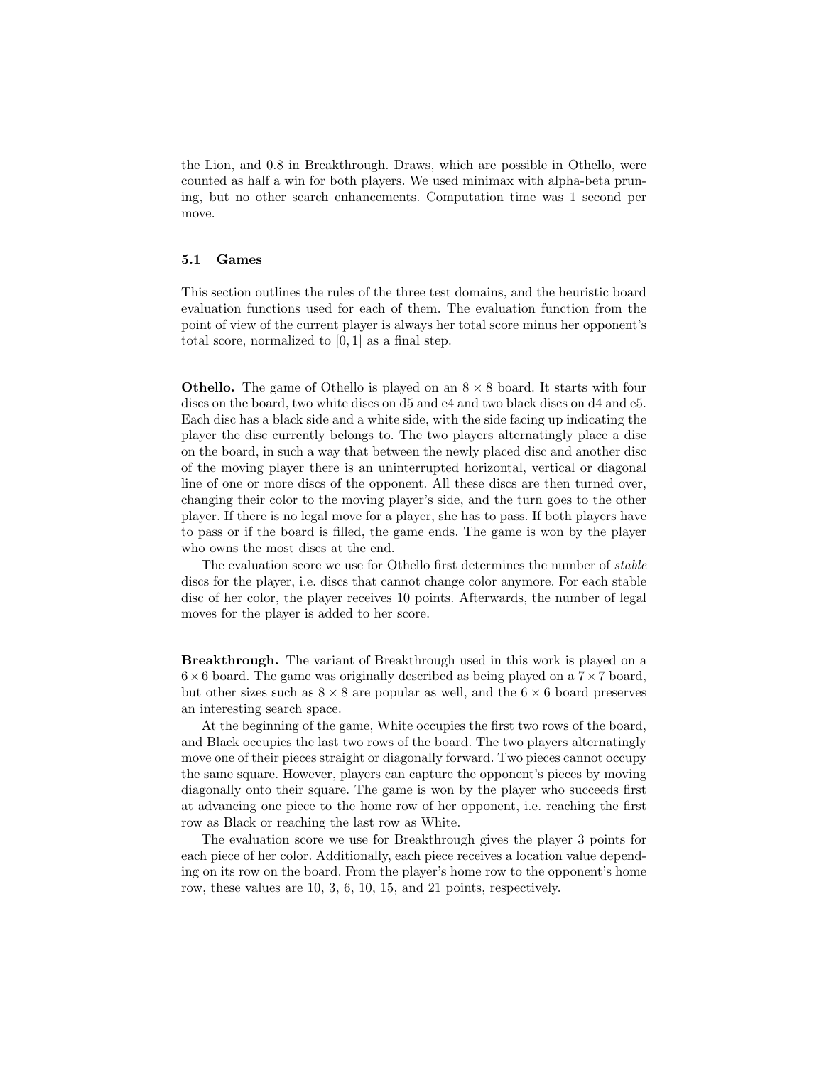the Lion, and 0.8 in Breakthrough. Draws, which are possible in Othello, were counted as half a win for both players. We used minimax with alpha-beta pruning, but no other search enhancements. Computation time was 1 second per move.

### 5.1 Games

This section outlines the rules of the three test domains, and the heuristic board evaluation functions used for each of them. The evaluation function from the point of view of the current player is always her total score minus her opponent's total score, normalized to $[0, 1]$ as a final step.

**Othello.** The game of Othello is played on an $8 \times 8$ board. It starts with four discs on the board, two white discs on d5 and e4 and two black discs on d4 and e5. Each disc has a black side and a white side, with the side facing up indicating the player the disc currently belongs to. The two players alternatingly place a disc on the board, in such a way that between the newly placed disc and another disc of the moving player there is an uninterrupted horizontal, vertical or diagonal line of one or more discs of the opponent. All these discs are then turned over, changing their color to the moving player's side, and the turn goes to the other player. If there is no legal move for a player, she has to pass. If both players have to pass or if the board is filled, the game ends. The game is won by the player who owns the most discs at the end.

The evaluation score we use for Othello first determines the number of *stable* discs for the player, i.e. discs that cannot change color anymore. For each stable disc of her color, the player receives 10 points. Afterwards, the number of legal moves for the player is added to her score.

**Breakthrough.** The variant of Breakthrough used in this work is played on a $6 \times 6$ board. The game was originally described as being played on a $7 \times 7$ board, but other sizes such as $8 \times 8$ are popular as well, and the $6 \times 6$ board preserves an interesting search space.

At the beginning of the game, White occupies the first two rows of the board, and Black occupies the last two rows of the board. The two players alternatingly move one of their pieces straight or diagonally forward. Two pieces cannot occupy the same square. However, players can capture the opponent's pieces by moving diagonally onto their square. The game is won by the player who succeeds first at advancing one piece to the home row of her opponent, i.e. reaching the first row as Black or reaching the last row as White.

The evaluation score we use for Breakthrough gives the player 3 points for each piece of her color. Additionally, each piece receives a location value depending on its row on the board. From the player's home row to the opponent's home row, these values are 10, 3, 6, 10, 15, and 21 points, respectively.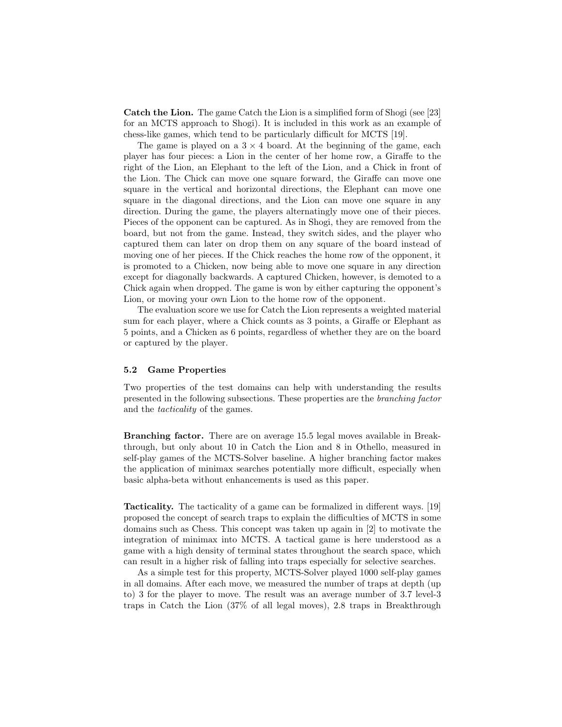**Catch the Lion.** The game Catch the Lion is a simplified form of Shogi (see [23] for an MCTS approach to Shogi). It is included in this work as an example of chess-like games, which tend to be particularly difficult for MCTS [19].

The game is played on a $3 \times 4$ board. At the beginning of the game, each player has four pieces: a Lion in the center of her home row, a Giraffe to the right of the Lion, an Elephant to the left of the Lion, and a Chick in front of the Lion. The Chick can move one square forward, the Giraffe can move one square in the vertical and horizontal directions, the Elephant can move one square in the diagonal directions, and the Lion can move one square in any direction. During the game, the players alternatingly move one of their pieces. Pieces of the opponent can be captured. As in Shogi, they are removed from the board, but not from the game. Instead, they switch sides, and the player who captured them can later on drop them on any square of the board instead of moving one of her pieces. If the Chick reaches the home row of the opponent, it is promoted to a Chicken, now being able to move one square in any direction except for diagonally backwards. A captured Chicken, however, is demoted to a Chick again when dropped. The game is won by either capturing the opponent's Lion, or moving your own Lion to the home row of the opponent.

The evaluation score we use for Catch the Lion represents a weighted material sum for each player, where a Chick counts as 3 points, a Giraffe or Elephant as 5 points, and a Chicken as 6 points, regardless of whether they are on the board or captured by the player.

### 5.2 Game Properties

Two properties of the test domains can help with understanding the results presented in the following subsections. These properties are the *branching factor* and the *tacticality* of the games.

**Branching factor.** There are on average 15.5 legal moves available in Breakthrough, but only about 10 in Catch the Lion and 8 in Othello, measured in self-play games of the MCTS-Solver baseline. A higher branching factor makes the application of minimax searches potentially more difficult, especially when basic alpha-beta without enhancements is used as this paper.

**Tacticality.** The tacticality of a game can be formalized in different ways. [19] proposed the concept of search traps to explain the difficulties of MCTS in some domains such as Chess. This concept was taken up again in [2] to motivate the integration of minimax into MCTS. A tactical game is here understood as a game with a high density of terminal states throughout the search space, which can result in a higher risk of falling into traps especially for selective searches.

As a simple test for this property, MCTS-Solver played 1000 self-play games in all domains. After each move, we measured the number of traps at depth (up to) 3 for the player to move. The result was an average number of 3.7 level-3 traps in Catch the Lion (37% of all legal moves), 2.8 traps in Breakthrough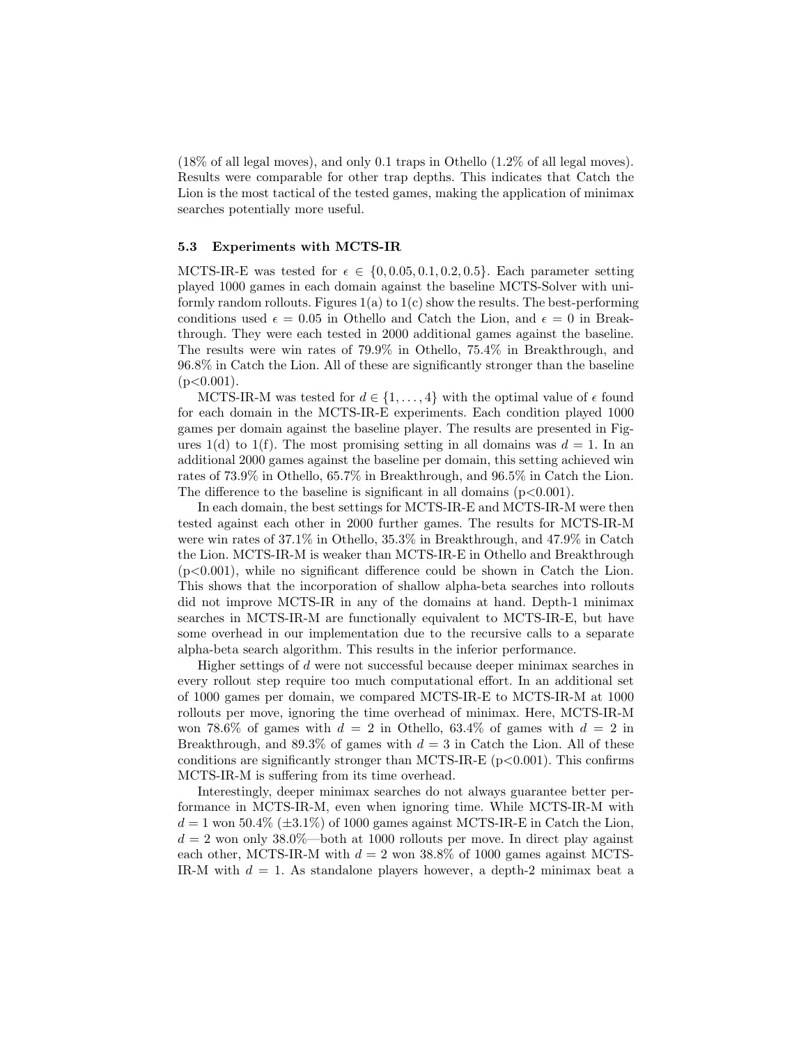(18% of all legal moves), and only 0.1 traps in Othello (1.2% of all legal moves). Results were comparable for other trap depths. This indicates that Catch the Lion is the most tactical of the tested games, making the application of minimax searches potentially more useful.

### 5.3 Experiments with MCTS-IR

MCTS-IR-E was tested for $\epsilon \in \{0, 0.05, 0.1, 0.2, 0.5\}$. Each parameter setting played 1000 games in each domain against the baseline MCTS-Solver with uniformly random rollouts. Figures 1(a) to 1(c) show the results. The best-performing conditions used $\epsilon = 0.05$ in Othello and Catch the Lion, and $\epsilon = 0$ in Breakthrough. They were each tested in 2000 additional games against the baseline. The results were win rates of 79.9% in Othello, 75.4% in Breakthrough, and 96.8% in Catch the Lion. All of these are significantly stronger than the baseline ($p<0.001$).

MCTS-IR-M was tested for $d \in \{1, \ldots, 4\}$ with the optimal value of $\epsilon$ found for each domain in the MCTS-IR-E experiments. Each condition played 1000 games per domain against the baseline player. The results are presented in Figures 1(d) to 1(f). The most promising setting in all domains was $d = 1$. In an additional 2000 games against the baseline per domain, this setting achieved win rates of 73.9% in Othello, 65.7% in Breakthrough, and 96.5% in Catch the Lion. The difference to the baseline is significant in all domains ($p<0.001$).

In each domain, the best settings for MCTS-IR-E and MCTS-IR-M were then tested against each other in 2000 further games. The results for MCTS-IR-M were win rates of 37.1% in Othello, 35.3% in Breakthrough, and 47.9% in Catch the Lion. MCTS-IR-M is weaker than MCTS-IR-E in Othello and Breakthrough ($p<0.001$), while no significant difference could be shown in Catch the Lion. This shows that the incorporation of shallow alpha-beta searches into rollouts did not improve MCTS-IR in any of the domains at hand. Depth-1 minimax searches in MCTS-IR-M are functionally equivalent to MCTS-IR-E, but have some overhead in our implementation due to the recursive calls to a separate alpha-beta search algorithm. This results in the inferior performance.

Higher settings of $d$ were not successful because deeper minimax searches in every rollout step require too much computational effort. In an additional set of 1000 games per domain, we compared MCTS-IR-E to MCTS-IR-M at 1000 rollouts per move, ignoring the time overhead of minimax. Here, MCTS-IR-M won 78.6% of games with $d = 2$ in Othello, 63.4% of games with $d = 2$ in Breakthrough, and 89.3% of games with $d = 3$ in Catch the Lion. All of these conditions are significantly stronger than MCTS-IR-E ($p<0.001$). This confirms MCTS-IR-M is suffering from its time overhead.

Interestingly, deeper minimax searches do not always guarantee better performance in MCTS-IR-M, even when ignoring time. While MCTS-IR-M with $d = 1$ won 50.4% ($\pm$3.1%) of 1000 games against MCTS-IR-E in Catch the Lion, $d = 2$ won only 38.0%—both at 1000 rollouts per move. In direct play against each other, MCTS-IR-M with $d = 2$ won 38.8% of 1000 games against MCTS-IR-M with $d = 1$. As standalone players however, a depth-2 minimax beat a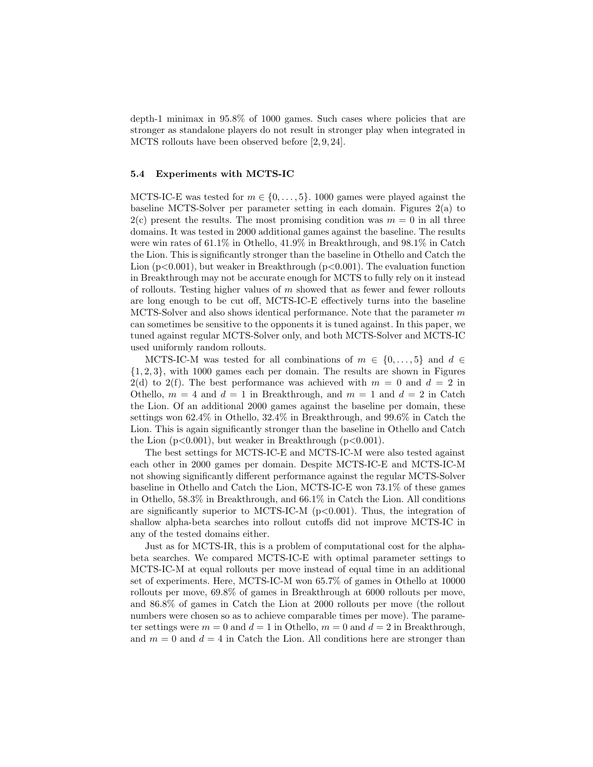depth-1 minimax in 95.8% of 1000 games. Such cases where policies that are stronger as standalone players do not result in stronger play when integrated in MCTS rollouts have been observed before [2, 9, 24].

### 5.4 Experiments with MCTS-IC

MCTS-IC-E was tested for $m \in \{0, \ldots, 5\}$. 1000 games were played against the baseline MCTS-Solver per parameter setting in each domain. Figures 2(a) to 2(c) present the results. The most promising condition was $m = 0$ in all three domains. It was tested in 2000 additional games against the baseline. The results were win rates of 61.1% in Othello, 41.9% in Breakthrough, and 98.1% in Catch the Lion. This is significantly stronger than the baseline in Othello and Catch the Lion ($p<0.001$), but weaker in Breakthrough ($p<0.001$). The evaluation function in Breakthrough may not be accurate enough for MCTS to fully rely on it instead of rollouts. Testing higher values of $m$ showed that as fewer and fewer rollouts are long enough to be cut off, MCTS-IC-E effectively turns into the baseline MCTS-Solver and also shows identical performance. Note that the parameter $m$ can sometimes be sensitive to the opponents it is tuned against. In this paper, we tuned against regular MCTS-Solver only, and both MCTS-Solver and MCTS-IC used uniformly random rollouts.

MCTS-IC-M was tested for all combinations of $m \in \{0, \ldots, 5\}$ and $d \in \{1, 2, 3\}$, with 1000 games each per domain. The results are shown in Figures 2(d) to 2(f). The best performance was achieved with $m = 0$ and $d = 2$ in Othello, $m = 4$ and $d = 1$ in Breakthrough, and $m = 1$ and $d = 2$ in Catch the Lion. Of an additional 2000 games against the baseline per domain, these settings won 62.4% in Othello, 32.4% in Breakthrough, and 99.6% in Catch the Lion. This is again significantly stronger than the baseline in Othello and Catch the Lion ($p<0.001$), but weaker in Breakthrough ($p<0.001$).

The best settings for MCTS-IC-E and MCTS-IC-M were also tested against each other in 2000 games per domain. Despite MCTS-IC-E and MCTS-IC-M not showing significantly different performance against the regular MCTS-Solver baseline in Othello and Catch the Lion, MCTS-IC-E won 73.1% of these games in Othello, 58.3% in Breakthrough, and 66.1% in Catch the Lion. All conditions are significantly superior to MCTS-IC-M ($p<0.001$). Thus, the integration of shallow alpha-beta searches into rollout cutoffs did not improve MCTS-IC in any of the tested domains either.

Just as for MCTS-IR, this is a problem of computational cost for the alpha-beta searches. We compared MCTS-IC-E with optimal parameter settings to MCTS-IC-M at equal rollouts per move instead of equal time in an additional set of experiments. Here, MCTS-IC-M won 65.7% of games in Othello at 10000 rollouts per move, 69.8% of games in Breakthrough at 6000 rollouts per move, and 86.8% of games in Catch the Lion at 2000 rollouts per move (the rollout numbers were chosen so as to achieve comparable times per move). The parameter settings were $m = 0$ and $d = 1$ in Othello, $m = 0$ and $d = 2$ in Breakthrough, and $m = 0$ and $d = 4$ in Catch the Lion. All conditions here are stronger than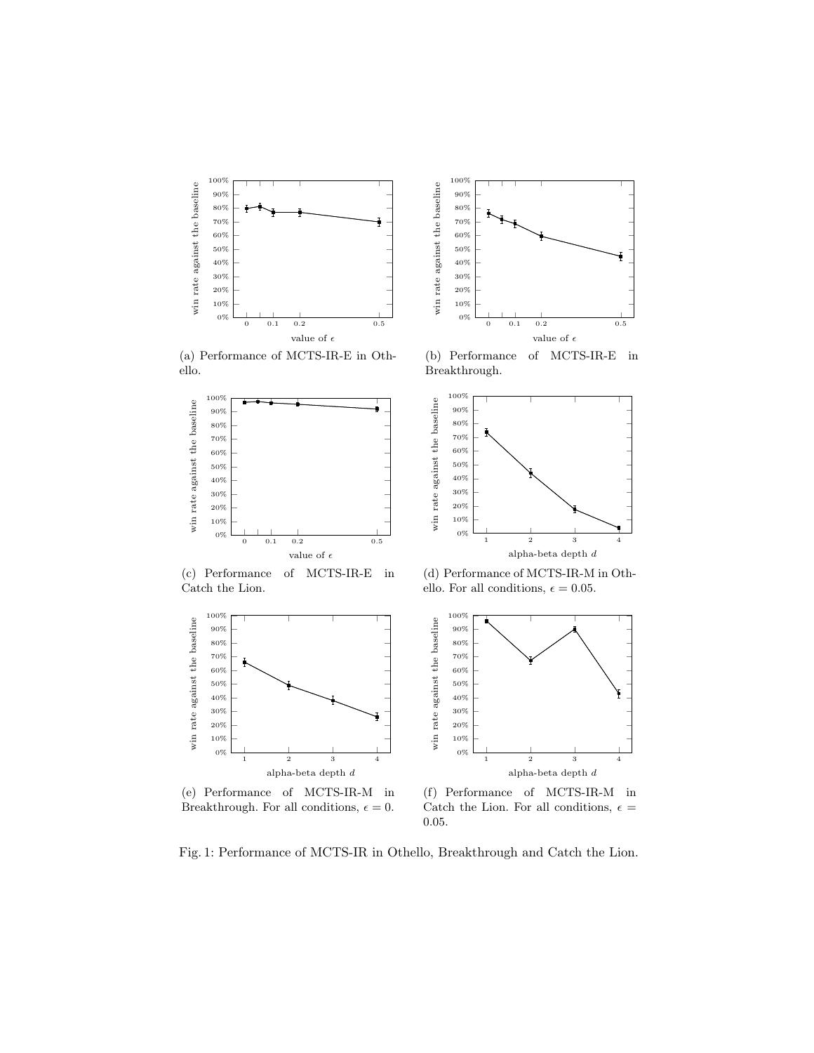(a) Performance of MCTS-IR-E in Othello.

(b) Performance of MCTS-IR-E in Breakthrough.

(c) Performance of MCTS-IR-E in Catch the Lion.

(d) Performance of MCTS-IR-M in Othello. For all conditions, $\epsilon = 0.05$.

(e) Performance of MCTS-IR-M in Breakthrough. For all conditions, $\epsilon = 0$.

(f) Performance of MCTS-IR-M in Catch the Lion. For all conditions, $\epsilon = 0.05$.

Fig. 1: Performance of MCTS-IR in Othello, Breakthrough and Catch the Lion.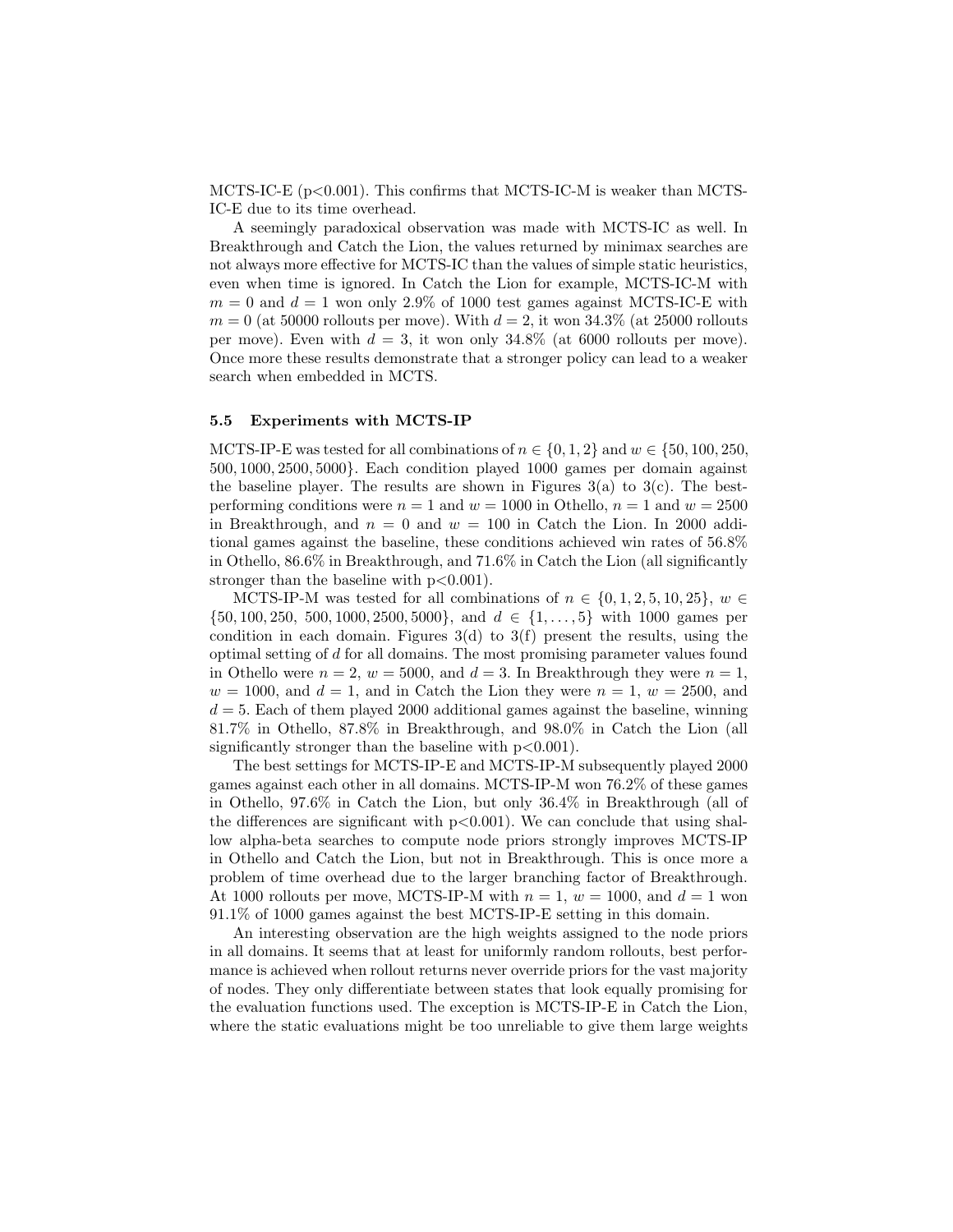MCTS-IC-E ($p<0.001$). This confirms that MCTS-IC-M is weaker than MCTS-IC-E due to its time overhead.

A seemingly paradoxical observation was made with MCTS-IC as well. In Breakthrough and Catch the Lion, the values returned by minimax searches are not always more effective for MCTS-IC than the values of simple static heuristics, even when time is ignored. In Catch the Lion for example, MCTS-IC-M with $m = 0$ and $d = 1$ won only 2.9% of 1000 test games against MCTS-IC-E with $m = 0$ (at 50000 rollouts per move). With $d = 2$, it won 34.3% (at 25000 rollouts per move). Even with $d = 3$, it won only 34.8% (at 6000 rollouts per move). Once more these results demonstrate that a stronger policy can lead to a weaker search when embedded in MCTS.

### 5.5 Experiments with MCTS-IP

MCTS-IP-E was tested for all combinations of $n \in \{0, 1, 2\}$ and $w \in \{50, 100, 250, 500, 1000, 2500, 5000\}$. Each condition played 1000 games per domain against the baseline player. The results are shown in Figures 3(a) to 3(c). The best-performing conditions were $n = 1$ and $w = 1000$ in Othello, $n = 1$ and $w = 2500$ in Breakthrough, and $n = 0$ and $w = 100$ in Catch the Lion. In 2000 additional games against the baseline, these conditions achieved win rates of 56.8% in Othello, 86.6% in Breakthrough, and 71.6% in Catch the Lion (all significantly stronger than the baseline with $p<0.001$).

MCTS-IP-M was tested for all combinations of $n \in \{0, 1, 2, 5, 10, 25\}$, $w \in \{50, 100, 250, 500, 1000, 2500, 5000\}$, and $d \in \{1, \ldots, 5\}$ with 1000 games per condition in each domain. Figures 3(d) to 3(f) present the results, using the optimal setting of $d$ for all domains. The most promising parameter values found in Othello were $n = 2$, $w = 5000$, and $d = 3$. In Breakthrough they were $n = 1$, $w = 1000$, and $d = 1$, and in Catch the Lion they were $n = 1$, $w = 2500$, and $d = 5$. Each of them played 2000 additional games against the baseline, winning 81.7% in Othello, 87.8% in Breakthrough, and 98.0% in Catch the Lion (all significantly stronger than the baseline with $p<0.001$).

The best settings for MCTS-IP-E and MCTS-IP-M subsequently played 2000 games against each other in all domains. MCTS-IP-M won 76.2% of these games in Othello, 97.6% in Catch the Lion, but only 36.4% in Breakthrough (all of the differences are significant with $p<0.001$). We can conclude that using shallow alpha-beta searches to compute node priors strongly improves MCTS-IP in Othello and Catch the Lion, but not in Breakthrough. This is once more a problem of time overhead due to the larger branching factor of Breakthrough. At 1000 rollouts per move, MCTS-IP-M with $n = 1$, $w = 1000$, and $d = 1$ won 91.1% of 1000 games against the best MCTS-IP-E setting in this domain.

An interesting observation are the high weights assigned to the node priors in all domains. It seems that at least for uniformly random rollouts, best performance is achieved when rollout returns never override priors for the vast majority of nodes. They only differentiate between states that look equally promising for the evaluation functions used. The exception is MCTS-IP-E in Catch the Lion, where the static evaluations might be too unreliable to give them large weights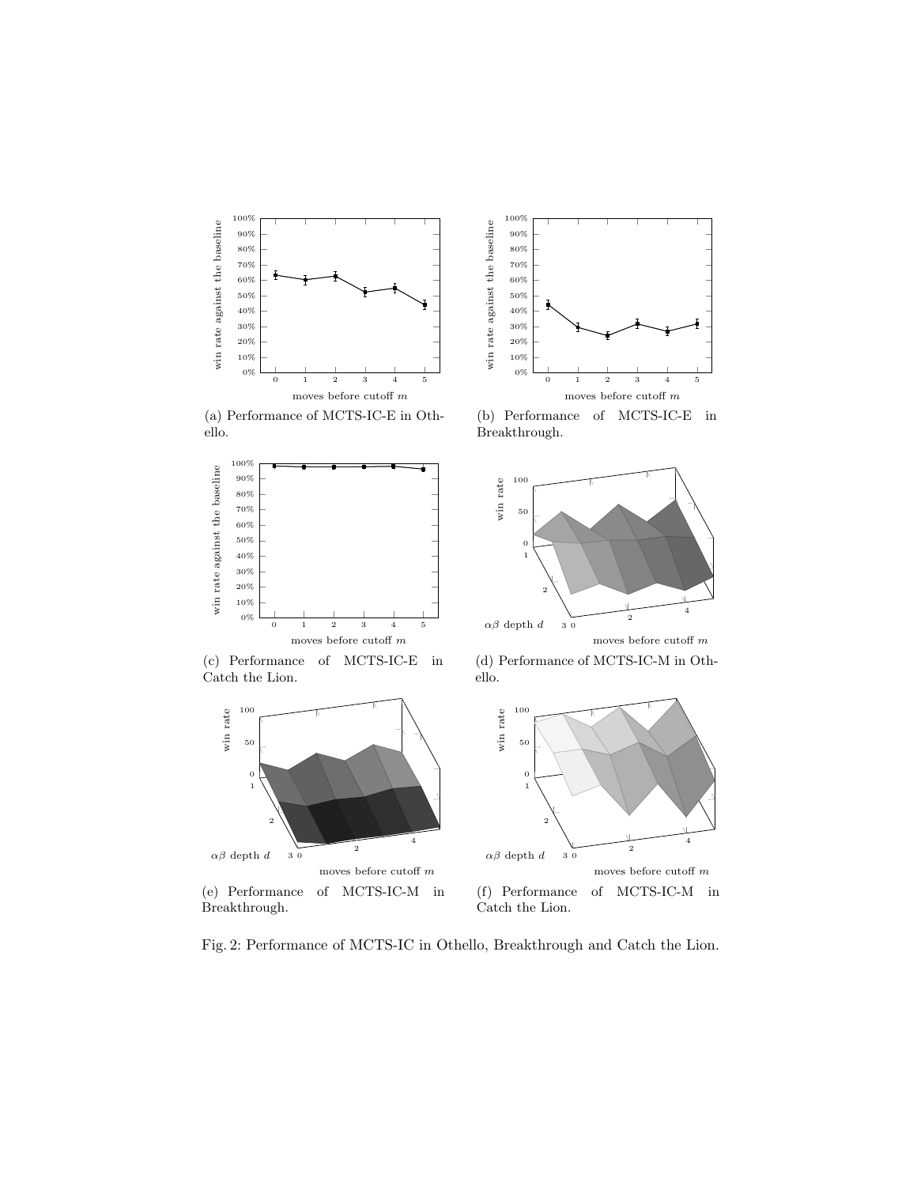(a) Performance of MCTS-IC-E in Othello.

(b) Performance of MCTS-IC-E in Breakthrough.

(c) Performance of MCTS-IC-E in Catch the Lion.

(d) Performance of MCTS-IC-M in Othello.

(e) Performance of MCTS-IC-M in Breakthrough.

(f) Performance of MCTS-IC-M in Catch the Lion.

Fig. 2: Performance of MCTS-IC in Othello, Breakthrough and Catch the Lion.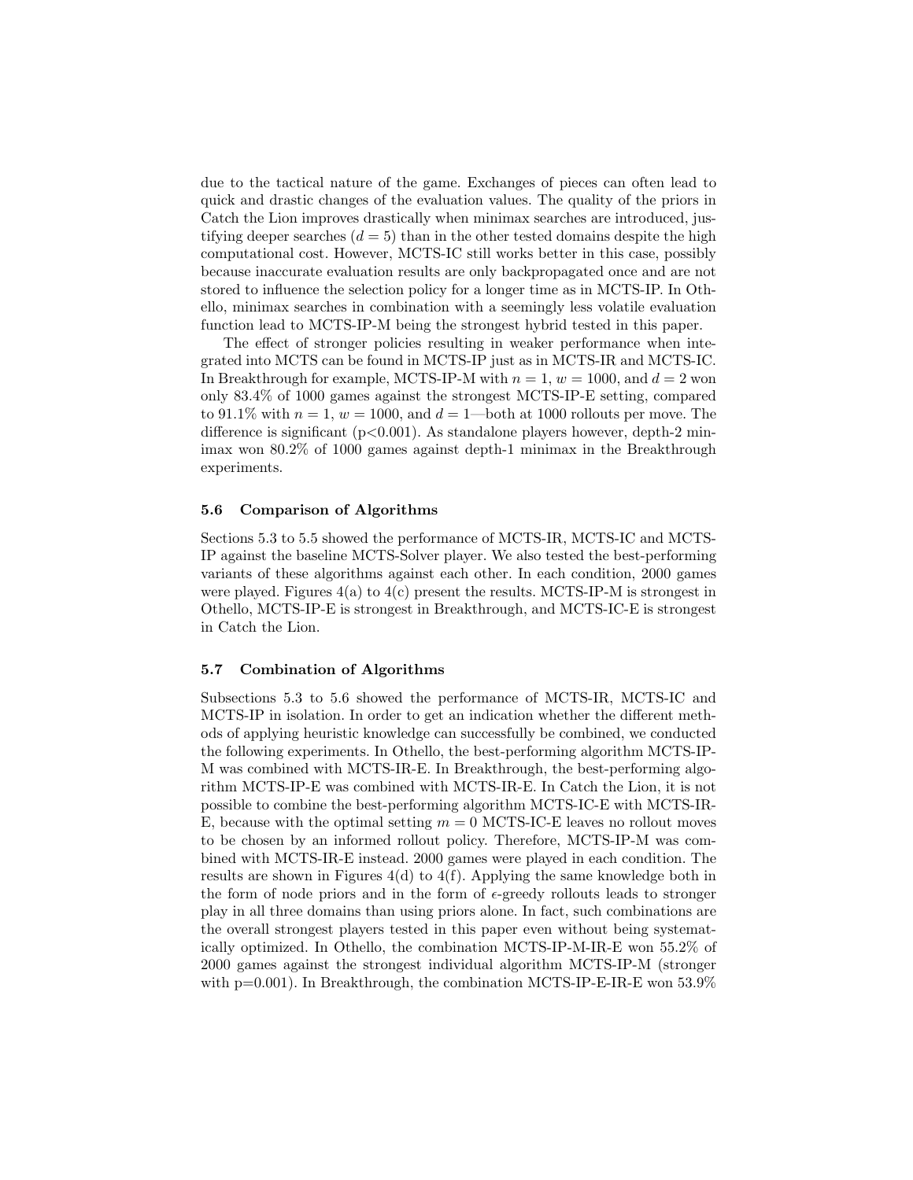due to the tactical nature of the game. Exchanges of pieces can often lead to quick and drastic changes of the evaluation values. The quality of the priors in Catch the Lion improves drastically when minimax searches are introduced, justifying deeper searches ($d = 5$) than in the other tested domains despite the high computational cost. However, MCTS-IC still works better in this case, possibly because inaccurate evaluation results are only backpropagated once and are not stored to influence the selection policy for a longer time as in MCTS-IP. In Othello, minimax searches in combination with a seemingly less volatile evaluation function lead to MCTS-IP-M being the strongest hybrid tested in this paper.

The effect of stronger policies resulting in weaker performance when integrated into MCTS can be found in MCTS-IP just as in MCTS-IR and MCTS-IC. In Breakthrough for example, MCTS-IP-M with $n = 1$, $w = 1000$, and $d = 2$ won only 83.4% of 1000 games against the strongest MCTS-IP-E setting, compared to 91.1% with $n = 1$, $w = 1000$, and $d = 1$—both at 1000 rollouts per move. The difference is significant ($p<0.001$). As standalone players however, depth-2 minimax won 80.2% of 1000 games against depth-1 minimax in the Breakthrough experiments.

### 5.6 Comparison of Algorithms

Sections 5.3 to 5.5 showed the performance of MCTS-IR, MCTS-IC and MCTS-IP against the baseline MCTS-Solver player. We also tested the best-performing variants of these algorithms against each other. In each condition, 2000 games were played. Figures 4(a) to 4(c) present the results. MCTS-IP-M is strongest in Othello, MCTS-IP-E is strongest in Breakthrough, and MCTS-IC-E is strongest in Catch the Lion.

### 5.7 Combination of Algorithms

Subsections 5.3 to 5.6 showed the performance of MCTS-IR, MCTS-IC and MCTS-IP in isolation. In order to get an indication whether the different methods of applying heuristic knowledge can successfully be combined, we conducted the following experiments. In Othello, the best-performing algorithm MCTS-IP-M was combined with MCTS-IR-E. In Breakthrough, the best-performing algorithm MCTS-IP-E was combined with MCTS-IR-E. In Catch the Lion, it is not possible to combine the best-performing algorithm MCTS-IC-E with MCTS-IR-E, because with the optimal setting $m = 0$ MCTS-IC-E leaves no rollout moves to be chosen by an informed rollout policy. Therefore, MCTS-IP-M was combined with MCTS-IR-E instead. 2000 games were played in each condition. The results are shown in Figures 4(d) to 4(f). Applying the same knowledge both in the form of node priors and in the form of $\epsilon$-greedy rollouts leads to stronger play in all three domains than using priors alone. In fact, such combinations are the overall strongest players tested in this paper even without being systematically optimized. In Othello, the combination MCTS-IP-M-IR-E won 55.2% of 2000 games against the strongest individual algorithm MCTS-IP-M (stronger with $p=0.001$). In Breakthrough, the combination MCTS-IP-E-IR-E won 53.9%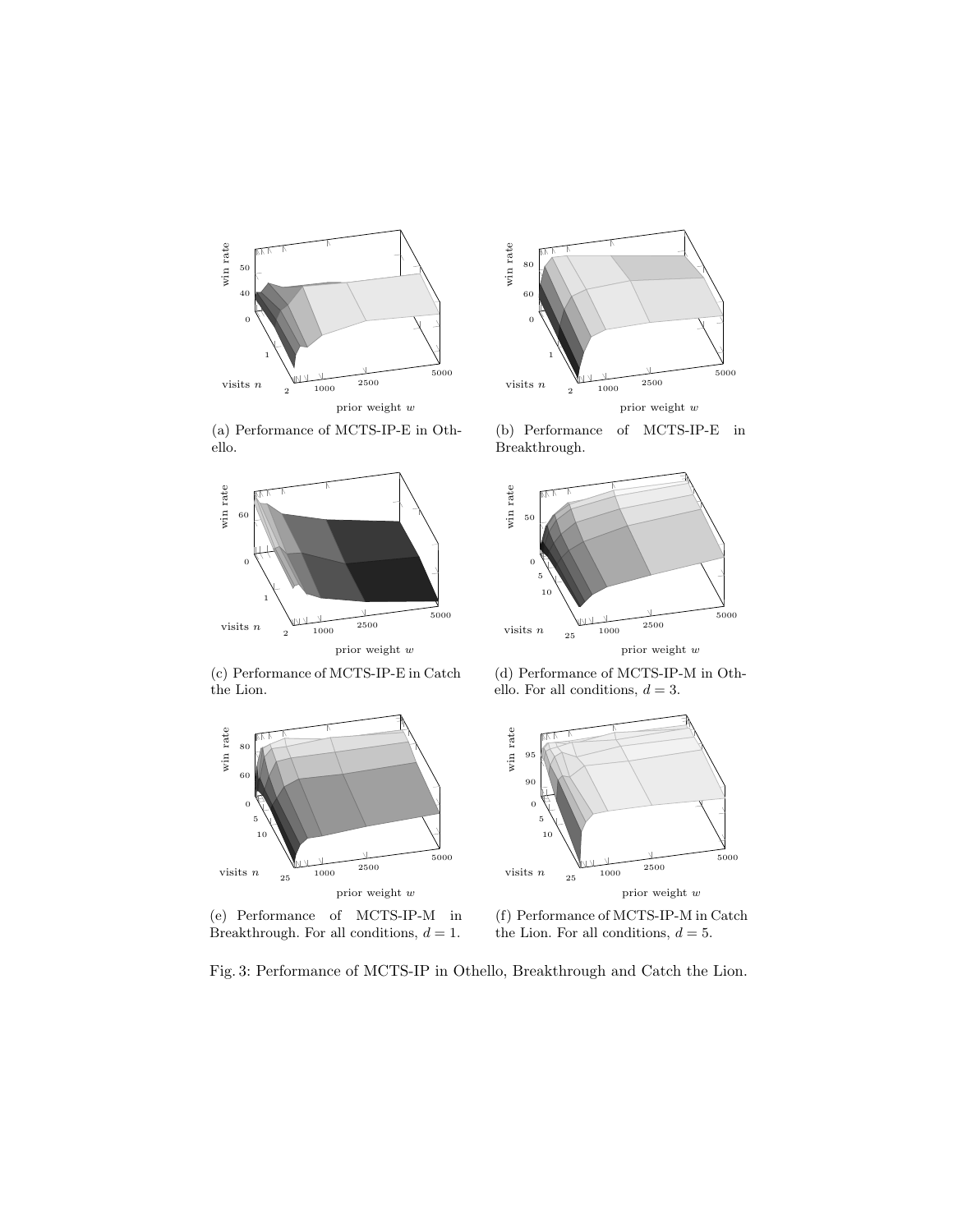(a) Performance of MCTS-IP-E in Othello.

(b) Performance of MCTS-IP-E in Breakthrough.

(c) Performance of MCTS-IP-E in Catch the Lion.

(d) Performance of MCTS-IP-M in Othello. For all conditions, $d = 3$.

(e) Performance of MCTS-IP-M in Breakthrough. For all conditions, $d = 1$.

(f) Performance of MCTS-IP-M in Catch the Lion. For all conditions, $d = 5$.

Fig. 3: Performance of MCTS-IP in Othello, Breakthrough and Catch the Lion.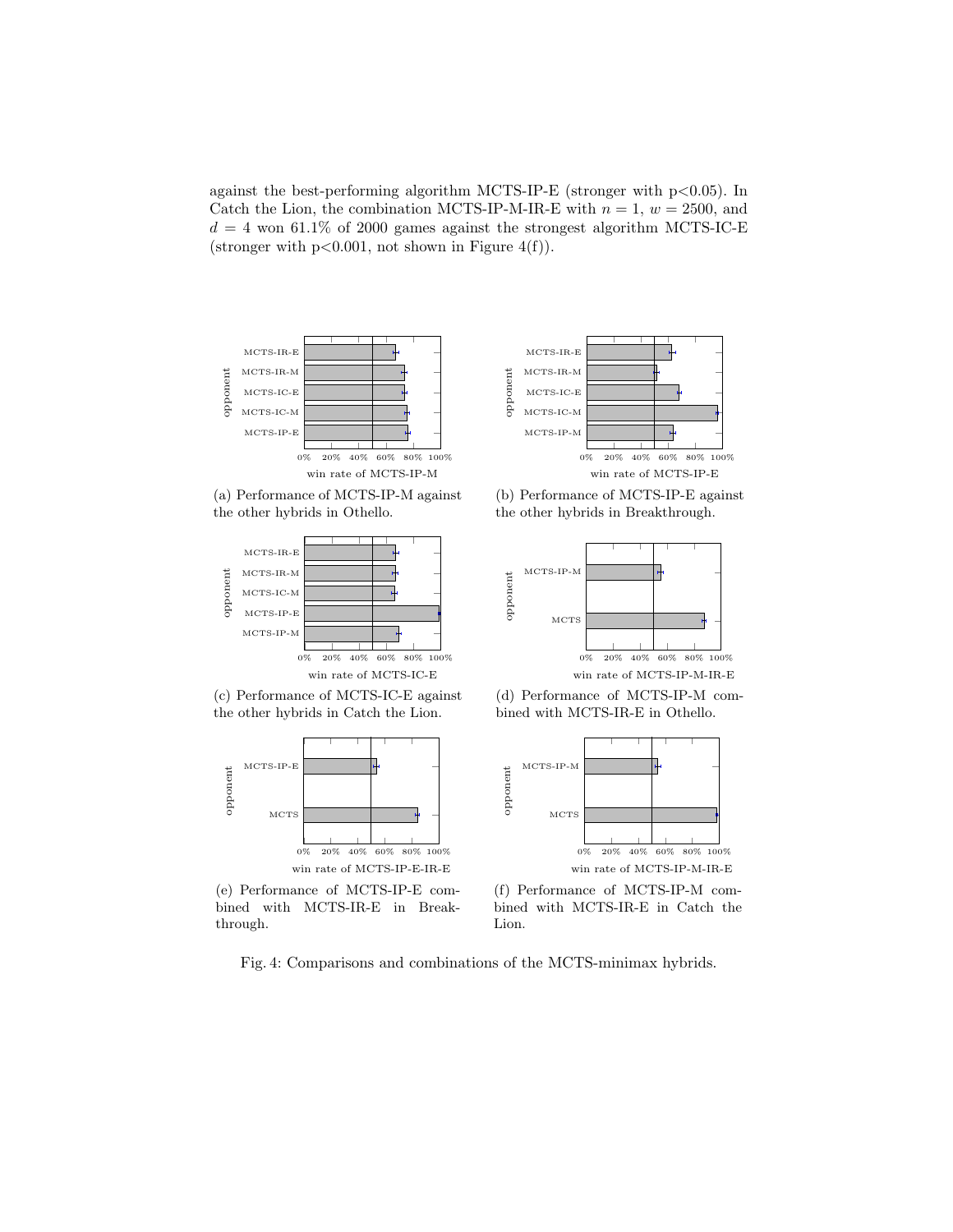against the best-performing algorithm MCTS-IP-E (stronger with p<0.05). In Catch the Lion, the combination MCTS-IP-M-IR-E with $n = 1$, $w = 2500$, and $d = 4$ won 61.1% of 2000 games against the strongest algorithm MCTS-IC-E (stronger with p<0.001, not shown in Figure 4(f)).

(a) Performance of MCTS-IP-M against the other hybrids in Othello.

(b) Performance of MCTS-IP-E against the other hybrids in Breakthrough.

(c) Performance of MCTS-IC-E against the other hybrids in Catch the Lion.

(d) Performance of MCTS-IP-M combined with MCTS-IR-E in Othello.

(e) Performance of MCTS-IP-E combined with MCTS-IR-E in Breakthrough.

(f) Performance of MCTS-IP-M combined with MCTS-IR-E in Catch the Lion.

Fig. 4: Comparisons and combinations of the MCTS-minimax hybrids.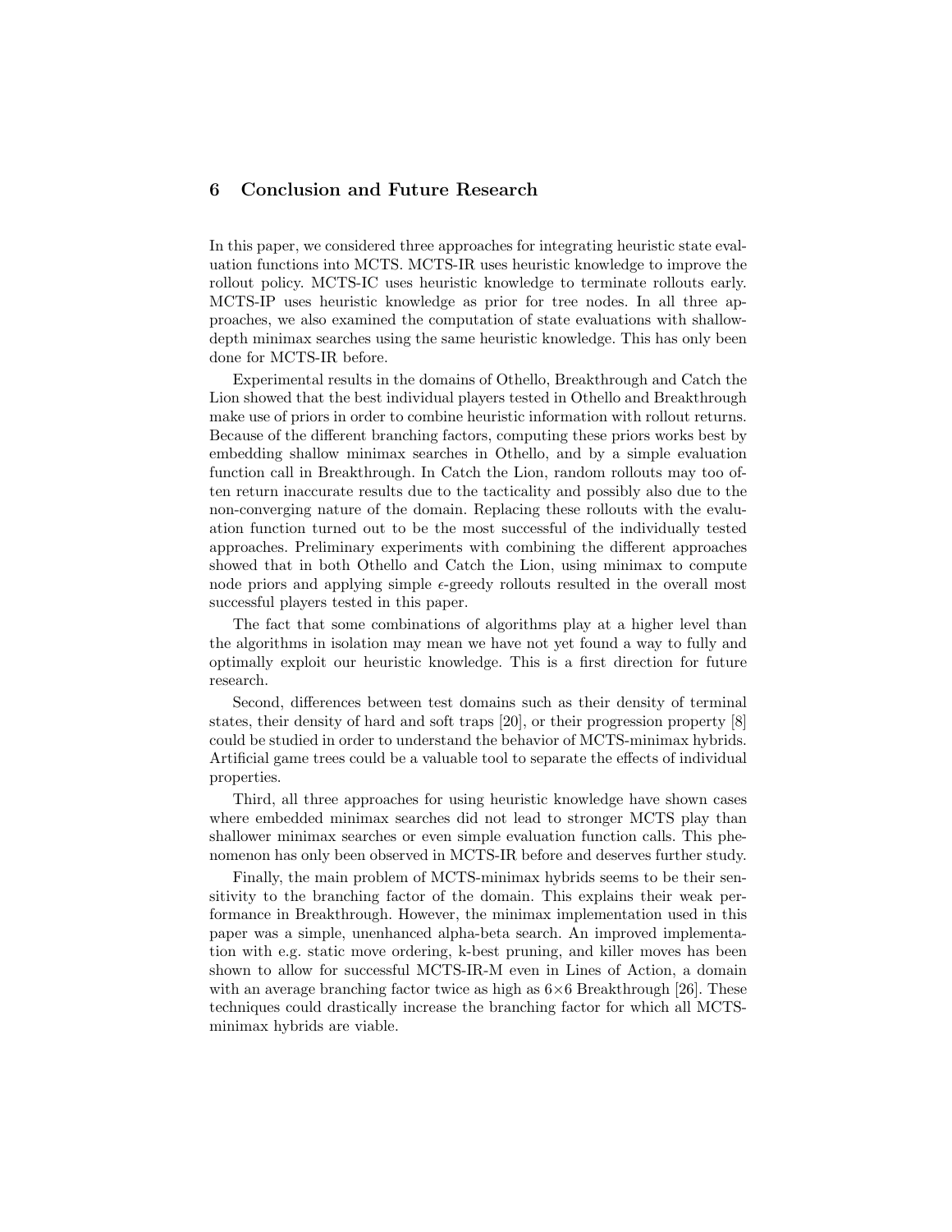## 6 Conclusion and Future Research

In this paper, we considered three approaches for integrating heuristic state evaluation functions into MCTS. MCTS-IR uses heuristic knowledge to improve the rollout policy. MCTS-IC uses heuristic knowledge to terminate rollouts early. MCTS-IP uses heuristic knowledge as prior for tree nodes. In all three approaches, we also examined the computation of state evaluations with shallow-depth minimax searches using the same heuristic knowledge. This has only been done for MCTS-IR before.

Experimental results in the domains of Othello, Breakthrough and Catch the Lion showed that the best individual players tested in Othello and Breakthrough make use of priors in order to combine heuristic information with rollout returns. Because of the different branching factors, computing these priors works best by embedding shallow minimax searches in Othello, and by a simple evaluation function call in Breakthrough. In Catch the Lion, random rollouts may too often return inaccurate results due to the tacticality and possibly also due to the non-converging nature of the domain. Replacing these rollouts with the evaluation function turned out to be the most successful of the individually tested approaches. Preliminary experiments with combining the different approaches showed that in both Othello and Catch the Lion, using minimax to compute node priors and applying simple $\epsilon$-greedy rollouts resulted in the overall most successful players tested in this paper.

The fact that some combinations of algorithms play at a higher level than the algorithms in isolation may mean we have not yet found a way to fully and optimally exploit our heuristic knowledge. This is a first direction for future research.

Second, differences between test domains such as their density of terminal states, their density of hard and soft traps [20], or their progression property [8] could be studied in order to understand the behavior of MCTS-minimax hybrids. Artificial game trees could be a valuable tool to separate the effects of individual properties.

Third, all three approaches for using heuristic knowledge have shown cases where embedded minimax searches did not lead to stronger MCTS play than shallower minimax searches or even simple evaluation function calls. This phenomenon has only been observed in MCTS-IR before and deserves further study.

Finally, the main problem of MCTS-minimax hybrids seems to be their sensitivity to the branching factor of the domain. This explains their weak performance in Breakthrough. However, the minimax implementation used in this paper was a simple, unenhanced alpha-beta search. An improved implementation with e.g. static move ordering, k-best pruning, and killer moves has been shown to allow for successful MCTS-IR-M even in Lines of Action, a domain with an average branching factor twice as high as $6\times6$ Breakthrough [26]. These techniques could drastically increase the branching factor for which all MCTS-minimax hybrids are viable.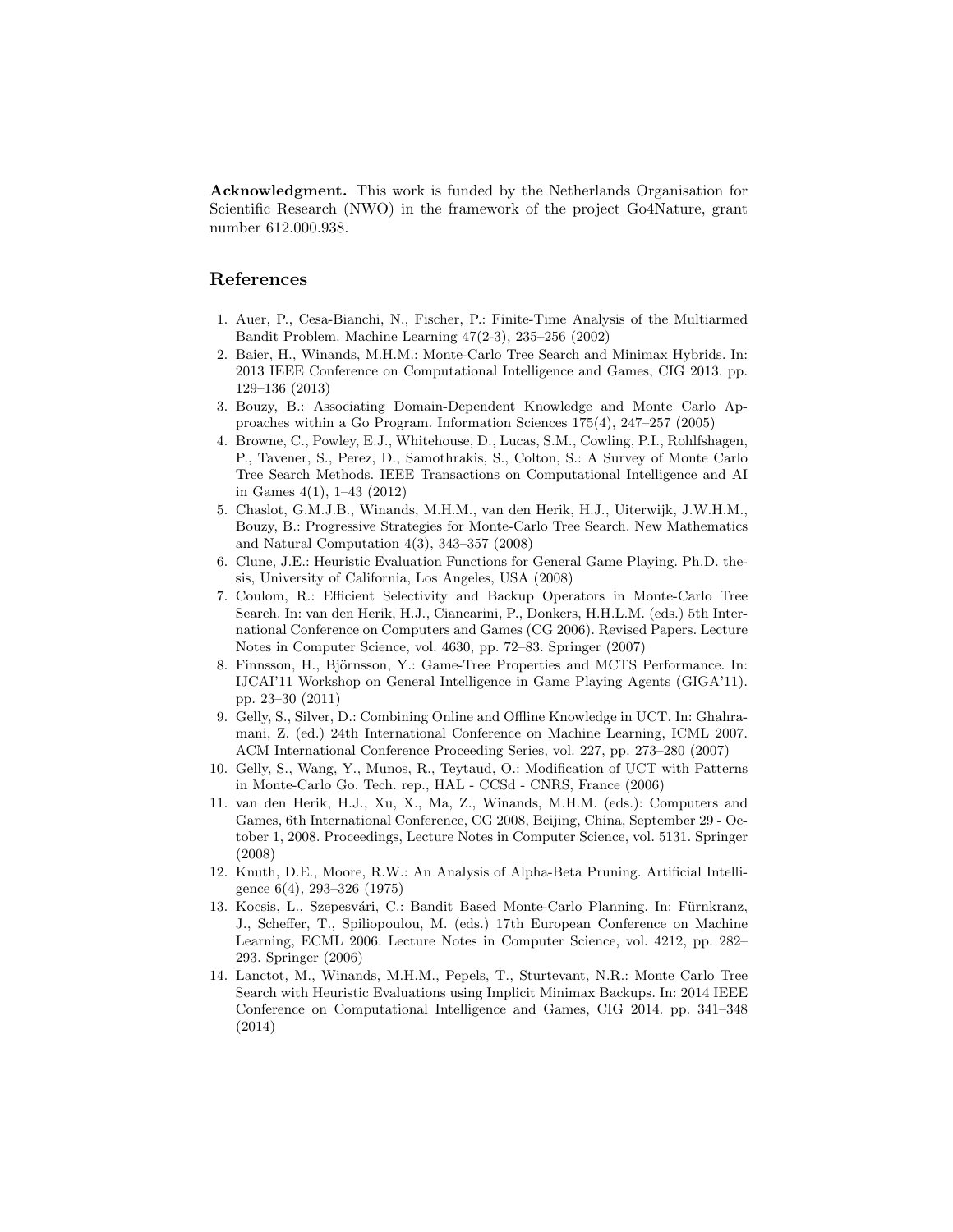**Acknowledgment.** This work is funded by the Netherlands Organisation for Scientific Research (NWO) in the framework of the project Go4Nature, grant number 612.000.938.

## References

1. Auer, P., Cesa-Bianchi, N., Fischer, P.: Finite-Time Analysis of the Multiarmed Bandit Problem. Machine Learning 47(2-3), 235–256 (2002)
2. Baier, H., Winands, M.H.M.: Monte-Carlo Tree Search and Minimax Hybrids. In: 2013 IEEE Conference on Computational Intelligence and Games, CIG 2013. pp. 129–136 (2013)
3. Bouzy, B.: Associating Domain-Dependent Knowledge and Monte Carlo Approaches within a Go Program. Information Sciences 175(4), 247–257 (2005)
4. Browne, C., Powley, E.J., Whitehouse, D., Lucas, S.M., Cowling, P.I., Rohlfshagen, P., Tavener, S., Perez, D., Samothrakis, S., Colton, S.: A Survey of Monte Carlo Tree Search Methods. IEEE Transactions on Computational Intelligence and AI in Games 4(1), 1–43 (2012)
5. Chaslot, G.M.J.B., Winands, M.H.M., van den Herik, H.J., Uiterwijk, J.W.H.M., Bouzy, B.: Progressive Strategies for Monte-Carlo Tree Search. New Mathematics and Natural Computation 4(3), 343–357 (2008)
6. Clune, J.E.: Heuristic Evaluation Functions for General Game Playing. Ph.D. thesis, University of California, Los Angeles, USA (2008)
7. Coulom, R.: Efficient Selectivity and Backup Operators in Monte-Carlo Tree Search. In: van den Herik, H.J., Ciancarini, P., Donkers, H.H.L.M. (eds.) 5th International Conference on Computers and Games (CG 2006). Revised Papers. Lecture Notes in Computer Science, vol. 4630, pp. 72–83. Springer (2007)
8. Finnsson, H., Björnsson, Y.: Game-Tree Properties and MCTS Performance. In: IJCAI'11 Workshop on General Intelligence in Game Playing Agents (GIGA'11). pp. 23–30 (2011)
9. Gelly, S., Silver, D.: Combining Online and Offline Knowledge in UCT. In: Ghahramani, Z. (ed.) 24th International Conference on Machine Learning, ICML 2007. ACM International Conference Proceeding Series, vol. 227, pp. 273–280 (2007)
10. Gelly, S., Wang, Y., Munos, R., Teytaud, O.: Modification of UCT with Patterns in Monte-Carlo Go. Tech. rep., HAL - CCSd - CNRS, France (2006)
11. van den Herik, H.J., Xu, X., Ma, Z., Winands, M.H.M. (eds.): Computers and Games, 6th International Conference, CG 2008, Beijing, China, September 29 - October 1, 2008. Proceedings, Lecture Notes in Computer Science, vol. 5131. Springer (2008)
12. Knuth, D.E., Moore, R.W.: An Analysis of Alpha-Beta Pruning. Artificial Intelligence 6(4), 293–326 (1975)
13. Kocsis, L., Szepesvári, C.: Bandit Based Monte-Carlo Planning. In: Fürnkranz, J., Scheffer, T., Spiliopoulou, M. (eds.) 17th European Conference on Machine Learning, ECML 2006. Lecture Notes in Computer Science, vol. 4212, pp. 282–293. Springer (2006)
14. Lanctot, M., Winands, M.H.M., Pepels, T., Sturtevant, N.R.: Monte Carlo Tree Search with Heuristic Evaluations using Implicit Minimax Backups. In: 2014 IEEE Conference on Computational Intelligence and Games, CIG 2014. pp. 341–348 (2014)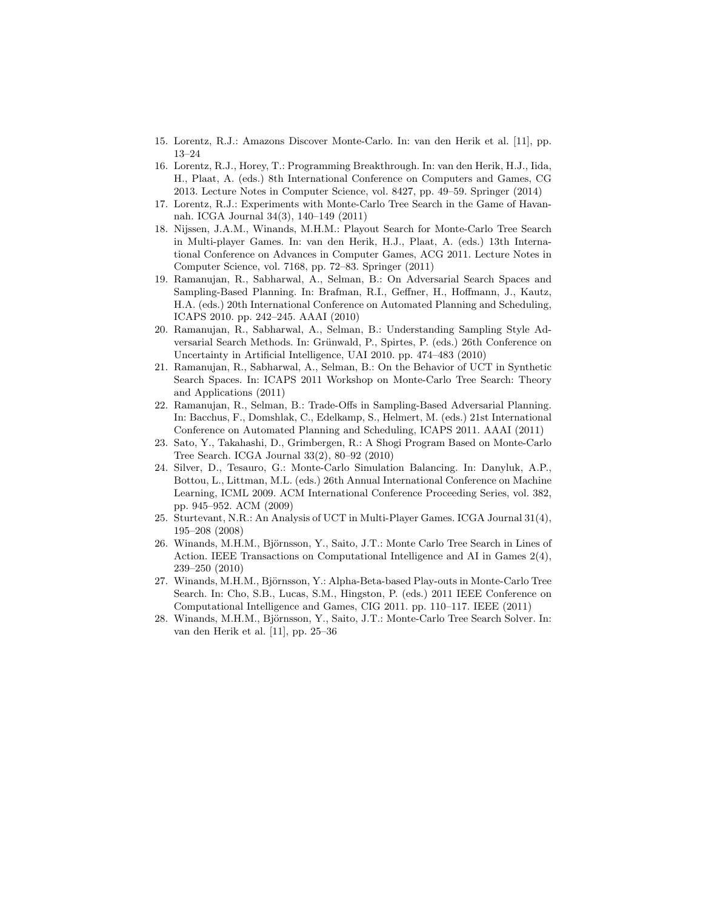15. Lorentz, R.J.: Amazons Discover Monte-Carlo. In: van den Herik et al. [11], pp. 13–24
16. Lorentz, R.J., Horey, T.: Programming Breakthrough. In: van den Herik, H.J., Iida, H., Plaat, A. (eds.) 8th International Conference on Computers and Games, CG 2013. Lecture Notes in Computer Science, vol. 8427, pp. 49–59. Springer (2014)
17. Lorentz, R.J.: Experiments with Monte-Carlo Tree Search in the Game of Havannah. ICGA Journal 34(3), 140–149 (2011)
18. Nijssen, J.A.M., Winands, M.H.M.: Playout Search for Monte-Carlo Tree Search in Multi-player Games. In: van den Herik, H.J., Plaat, A. (eds.) 13th International Conference on Advances in Computer Games, ACG 2011. Lecture Notes in Computer Science, vol. 7168, pp. 72–83. Springer (2011)
19. Ramanujan, R., Sabharwal, A., Selman, B.: On Adversarial Search Spaces and Sampling-Based Planning. In: Brafman, R.I., Geffner, H., Hoffmann, J., Kautz, H.A. (eds.) 20th International Conference on Automated Planning and Scheduling, ICAPS 2010. pp. 242–245. AAAI (2010)
20. Ramanujan, R., Sabharwal, A., Selman, B.: Understanding Sampling Style Adversarial Search Methods. In: Grünwald, P., Spirtes, P. (eds.) 26th Conference on Uncertainty in Artificial Intelligence, UAI 2010. pp. 474–483 (2010)
21. Ramanujan, R., Sabharwal, A., Selman, B.: On the Behavior of UCT in Synthetic Search Spaces. In: ICAPS 2011 Workshop on Monte-Carlo Tree Search: Theory and Applications (2011)
22. Ramanujan, R., Selman, B.: Trade-Offs in Sampling-Based Adversarial Planning. In: Bacchus, F., Domshlak, C., Edelkamp, S., Helmert, M. (eds.) 21st International Conference on Automated Planning and Scheduling, ICAPS 2011. AAAI (2011)
23. Sato, Y., Takahashi, D., Grimbergen, R.: A Shogi Program Based on Monte-Carlo Tree Search. ICGA Journal 33(2), 80–92 (2010)
24. Silver, D., Tesauro, G.: Monte-Carlo Simulation Balancing. In: Danyluk, A.P., Bottou, L., Littman, M.L. (eds.) 26th Annual International Conference on Machine Learning, ICML 2009. ACM International Conference Proceeding Series, vol. 382, pp. 945–952. ACM (2009)
25. Sturtevant, N.R.: An Analysis of UCT in Multi-Player Games. ICGA Journal 31(4), 195–208 (2008)
26. Winands, M.H.M., Björnsson, Y., Saito, J.T.: Monte Carlo Tree Search in Lines of Action. IEEE Transactions on Computational Intelligence and AI in Games 2(4), 239–250 (2010)
27. Winands, M.H.M., Björnsson, Y.: Alpha-Beta-based Play-outs in Monte-Carlo Tree Search. In: Cho, S.B., Lucas, S.M., Hingston, P. (eds.) 2011 IEEE Conference on Computational Intelligence and Games, CIG 2011. pp. 110–117. IEEE (2011)
28. Winands, M.H.M., Björnsson, Y., Saito, J.T.: Monte-Carlo Tree Search Solver. In: van den Herik et al. [11], pp. 25–36